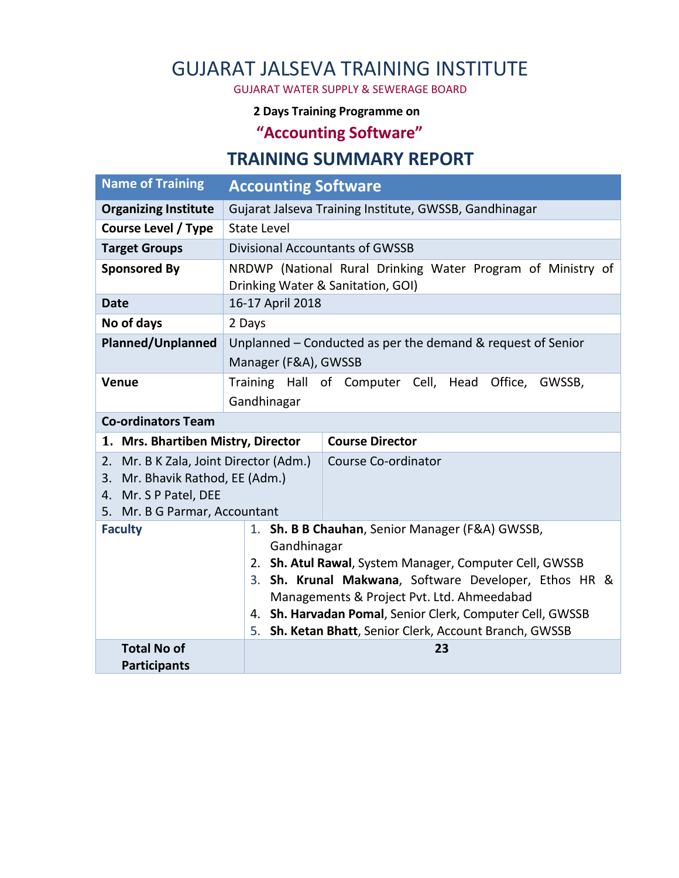# GUJARAT JALSEVA TRAINING INSTITUTE

GUJARAT WATER SUPPLY & SEWERAGE BOARD

**2 Days Training Programme on**

## "Accounting Software"

## TRAINING SUMMARY REPORT

| Name of Training | Accounting Software |
|---|---|
| **Organizing Institute** | Gujarat Jalseva Training Institute, GWSSB, Gandhinagar |
| **Course Level / Type** | State Level |
| **Target Groups** | Divisional Accountants of GWSSB |
| **Sponsored By** | NRDWP (National Rural Drinking Water Program of Ministry of Drinking Water & Sanitation, GOI) |
| **Date** | 16-17 April 2018 |
| **No of days** | 2 Days |
| **Planned/Unplanned** | Unplanned – Conducted as per the demand & request of Senior Manager (F&A), GWSSB |
| **Venue** | Training Hall of Computer Cell, Head Office, GWSSB, Gandhinagar |
| **Co-ordinators Team** | |
| **1. Mrs. Bhartiben Mistry, Director** | **Course Director** |
| 2. Mr. B K Zala, Joint Director (Adm.)<br>3. Mr. Bhavik Rathod, EE (Adm.)<br>4. Mr. S P Patel, DEE<br>5. Mr. B G Parmar, Accountant | Course Co-ordinator |
| **Faculty** | 1. **Sh. B B Chauhan**, Senior Manager (F&A) GWSSB, Gandhinagar<br>2. **Sh. Atul Rawal**, System Manager, Computer Cell, GWSSB<br>3. **Sh. Krunal Makwana**, Software Developer, Ethos HR & Managements & Project Pvt. Ltd. Ahmeedabad<br>4. **Sh. Harvadan Pomal**, Senior Clerk, Computer Cell, GWSSB<br>5. **Sh. Ketan Bhatt**, Senior Clerk, Account Branch, GWSSB |
| **Total No of Participants** | **23** |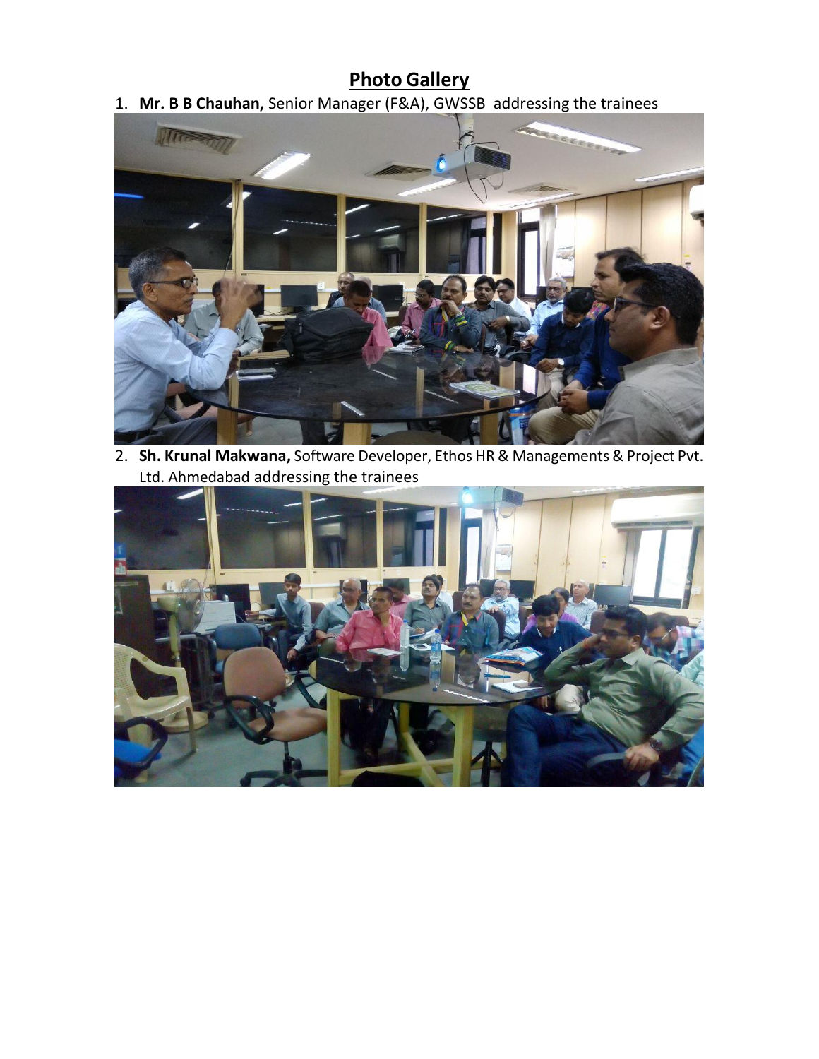# Photo Gallery

1. **Mr. B B Chauhan,** Senior Manager (F&A), GWSSB addressing the trainees

2. **Sh. Krunal Makwana,** Software Developer, Ethos HR & Managements & Project Pvt. Ltd. Ahmedabad addressing the trainees